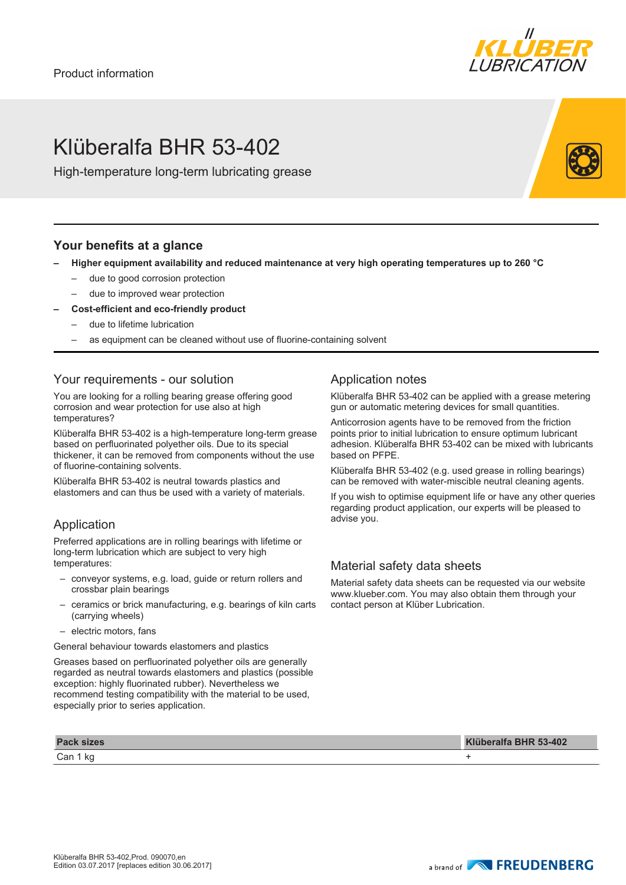Product information

# Klüberalfa BHR 53-402

High-temperature long-term lubricating grease

## Your benefits at a glance

- **Higher equipment availability and reduced maintenance at very high operating temperatures up to 260 °C**
  - due to good corrosion protection
  - due to improved wear protection
- **Cost-efficient and eco-friendly product**
  - due to lifetime lubrication
  - as equipment can be cleaned without use of fluorine-containing solvent

## Your requirements - our solution

You are looking for a rolling bearing grease offering good corrosion and wear protection for use also at high temperatures?

Klüberalfa BHR 53-402 is a high-temperature long-term grease based on perfluorinated polyether oils. Due to its special thickener, it can be removed from components without the use of fluorine-containing solvents.

Klüberalfa BHR 53-402 is neutral towards plastics and elastomers and can thus be used with a variety of materials.

## Application

Preferred applications are in rolling bearings with lifetime or long-term lubrication which are subject to very high temperatures:

- conveyor systems, e.g. load, guide or return rollers and crossbar plain bearings
- ceramics or brick manufacturing, e.g. bearings of kiln carts (carrying wheels)
- electric motors, fans

General behaviour towards elastomers and plastics

Greases based on perfluorinated polyether oils are generally regarded as neutral towards elastomers and plastics (possible exception: highly fluorinated rubber). Nevertheless we recommend testing compatibility with the material to be used, especially prior to series application.

## Application notes

Klüberalfa BHR 53-402 can be applied with a grease metering gun or automatic metering devices for small quantities.

Anticorrosion agents have to be removed from the friction points prior to initial lubrication to ensure optimum lubricant adhesion. Klüberalfa BHR 53-402 can be mixed with lubricants based on PFPE.

Klüberalfa BHR 53-402 (e.g. used grease in rolling bearings) can be removed with water-miscible neutral cleaning agents.

If you wish to optimise equipment life or have any other queries regarding product application, our experts will be pleased to advise you.

## Material safety data sheets

Material safety data sheets can be requested via our website www.klueber.com. You may also obtain them through your contact person at Klüber Lubrication.

| Pack sizes | Klüberalfa BHR 53-402 |
| --- | --- |
| Can 1 kg | + |

Klüberalfa BHR 53-402,Prod. 090070,en
Edition 03.07.2017 [replaces edition 30.06.2017]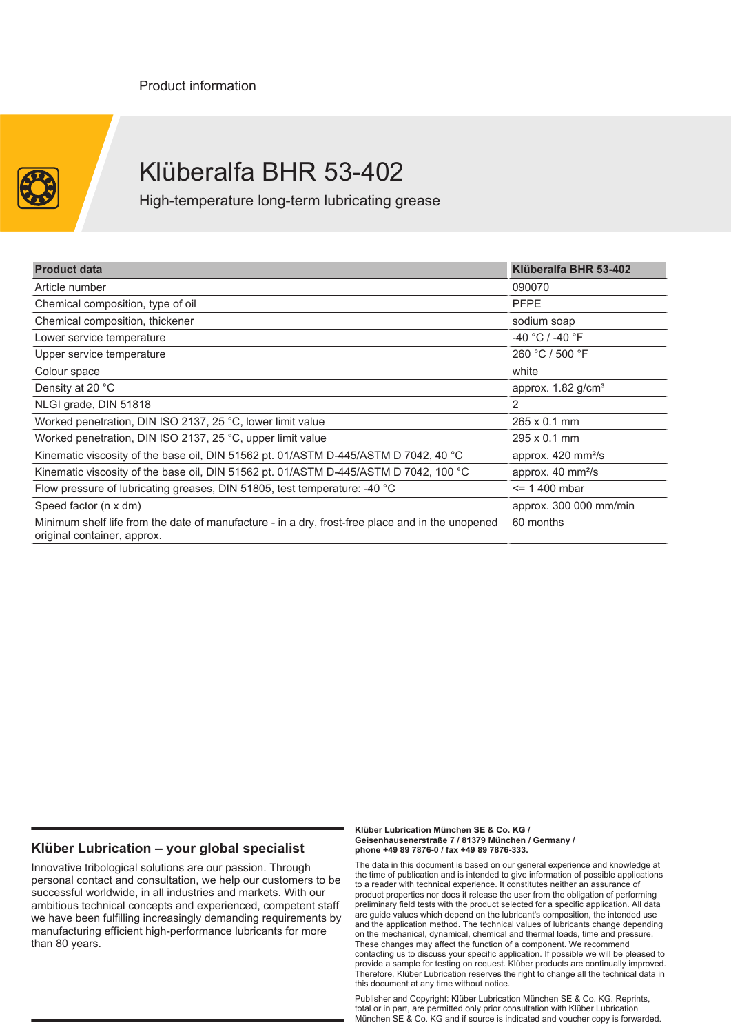Product information

# Klüberalfa BHR 53-402

High-temperature long-term lubricating grease

| Product data | Klüberalfa BHR 53-402 |
|---|---|
| Article number | 090070 |
| Chemical composition, type of oil | PFPE |
| Chemical composition, thickener | sodium soap |
| Lower service temperature | -40 °C / -40 °F |
| Upper service temperature | 260 °C / 500 °F |
| Colour space | white |
| Density at 20 °C | approx. 1.82 g/cm³ |
| NLGI grade, DIN 51818 | 2 |
| Worked penetration, DIN ISO 2137, 25 °C, lower limit value | 265 x 0.1 mm |
| Worked penetration, DIN ISO 2137, 25 °C, upper limit value | 295 x 0.1 mm |
| Kinematic viscosity of the base oil, DIN 51562 pt. 01/ASTM D-445/ASTM D 7042, 40 °C | approx. 420 mm²/s |
| Kinematic viscosity of the base oil, DIN 51562 pt. 01/ASTM D-445/ASTM D 7042, 100 °C | approx. 40 mm²/s |
| Flow pressure of lubricating greases, DIN 51805, test temperature: -40 °C | <= 1 400 mbar |
| Speed factor (n x dm) | approx. 300 000 mm/min |
| Minimum shelf life from the date of manufacture - in a dry, frost-free place and in the unopened original container, approx. | 60 months |

## Klüber Lubrication – your global specialist

Innovative tribological solutions are our passion. Through personal contact and consultation, we help our customers to be successful worldwide, in all industries and markets. With our ambitious technical concepts and experienced, competent staff we have been fulfilling increasingly demanding requirements by manufacturing efficient high-performance lubricants for more than 80 years.

**Klüber Lubrication München SE & Co. KG / Geisenhausenerstraße 7 / 81379 München / Germany / phone +49 89 7876-0 / fax +49 89 7876-333.**

The data in this document is based on our general experience and knowledge at the time of publication and is intended to give information of possible applications to a reader with technical experience. It constitutes neither an assurance of product properties nor does it release the user from the obligation of performing preliminary field tests with the product selected for a specific application. All data are guide values which depend on the lubricant's composition, the intended use and the application method. The technical values of lubricants change depending on the mechanical, dynamical, chemical and thermal loads, time and pressure. These changes may affect the function of a component. We recommend contacting us to discuss your specific application. If possible we will be pleased to provide a sample for testing on request. Klüber products are continually improved. Therefore, Klüber Lubrication reserves the right to change all the technical data in this document at any time without notice.

Publisher and Copyright: Klüber Lubrication München SE & Co. KG. Reprints, total or in part, are permitted only prior consultation with Klüber Lubrication München SE & Co. KG and if source is indicated and voucher copy is forwarded.